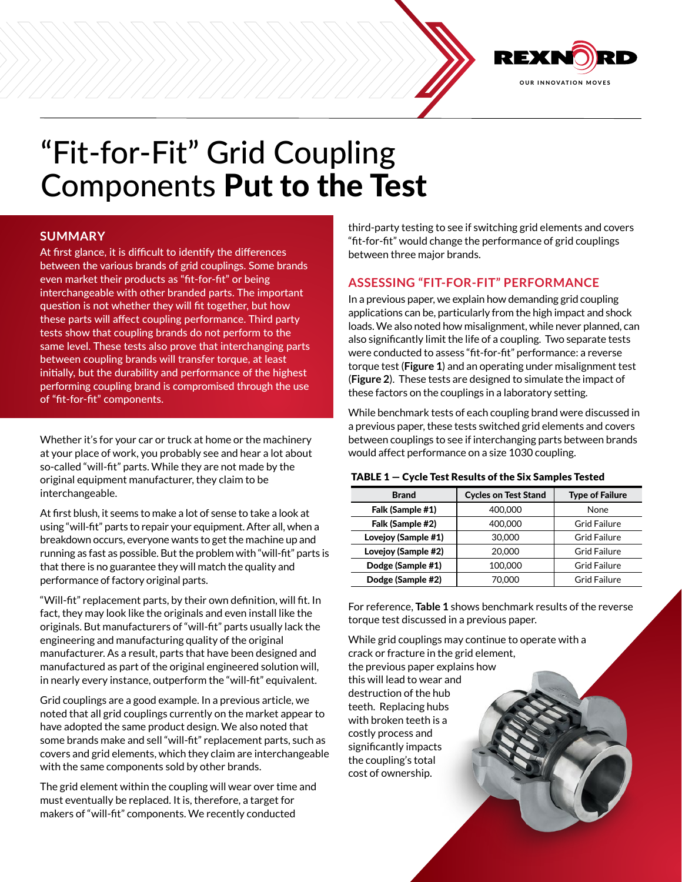# "Fit-for-Fit" Grid Coupling Components **Put to the Test**

## SUMMARY

At first glance, it is difficult to identify the differences between the various brands of grid couplings. Some brands even market their products as "fit-for-fit" or being interchangeable with other branded parts. The important question is not whether they will fit together, but how these parts will affect coupling performance. Third party tests show that coupling brands do not perform to the same level. These tests also prove that interchanging parts between coupling brands will transfer torque, at least initially, but the durability and performance of the highest performing coupling brand is compromised through the use of "fit-for-fit" components.

Whether it's for your car or truck at home or the machinery at your place of work, you probably see and hear a lot about so-called "will-fit" parts. While they are not made by the original equipment manufacturer, they claim to be interchangeable.

At first blush, it seems to make a lot of sense to take a look at using "will-fit" parts to repair your equipment. After all, when a breakdown occurs, everyone wants to get the machine up and running as fast as possible. But the problem with "will-fit" parts is that there is no guarantee they will match the quality and performance of factory original parts.

"Will-fit" replacement parts, by their own definition, will fit. In fact, they may look like the originals and even install like the originals. But manufacturers of "will-fit" parts usually lack the engineering and manufacturing quality of the original manufacturer. As a result, parts that have been designed and manufactured as part of the original engineered solution will, in nearly every instance, outperform the "will-fit" equivalent.

Grid couplings are a good example. In a previous article, we noted that all grid couplings currently on the market appear to have adopted the same product design. We also noted that some brands make and sell "will-fit" replacement parts, such as covers and grid elements, which they claim are interchangeable with the same components sold by other brands.

The grid element within the coupling will wear over time and must eventually be replaced. It is, therefore, a target for makers of "will-fit" components. We recently conducted third-party testing to see if switching grid elements and covers "fit-for-fit" would change the performance of grid couplings between three major brands.

## ASSESSING "FIT-FOR-FIT" PERFORMANCE

In a previous paper, we explain how demanding grid coupling applications can be, particularly from the high impact and shock loads. We also noted how misalignment, while never planned, can also significantly limit the life of a coupling. Two separate tests were conducted to assess "fit-for-fit" performance: a reverse torque test (**Figure 1**) and an operating under misalignment test (**Figure 2**). These tests are designed to simulate the impact of these factors on the couplings in a laboratory setting.

While benchmark tests of each coupling brand were discussed in a previous paper, these tests switched grid elements and covers between couplings to see if interchanging parts between brands would affect performance on a size 1030 coupling.

**TABLE 1 — Cycle Test Results of the Six Samples Tested**

| Brand | Cycles on Test Stand | Type of Failure |
|---|---|---|
| **Falk (Sample #1)** | 400,000 | None |
| **Falk (Sample #2)** | 400,000 | Grid Failure |
| **Lovejoy (Sample #1)** | 30,000 | Grid Failure |
| **Lovejoy (Sample #2)** | 20,000 | Grid Failure |
| **Dodge (Sample #1)** | 100,000 | Grid Failure |
| **Dodge (Sample #2)** | 70,000 | Grid Failure |

For reference, **Table 1** shows benchmark results of the reverse torque test discussed in a previous paper.

While grid couplings may continue to operate with a crack or fracture in the grid element, the previous paper explains how this will lead to wear and destruction of the hub teeth. Replacing hubs with broken teeth is a costly process and significantly impacts the coupling's total cost of ownership.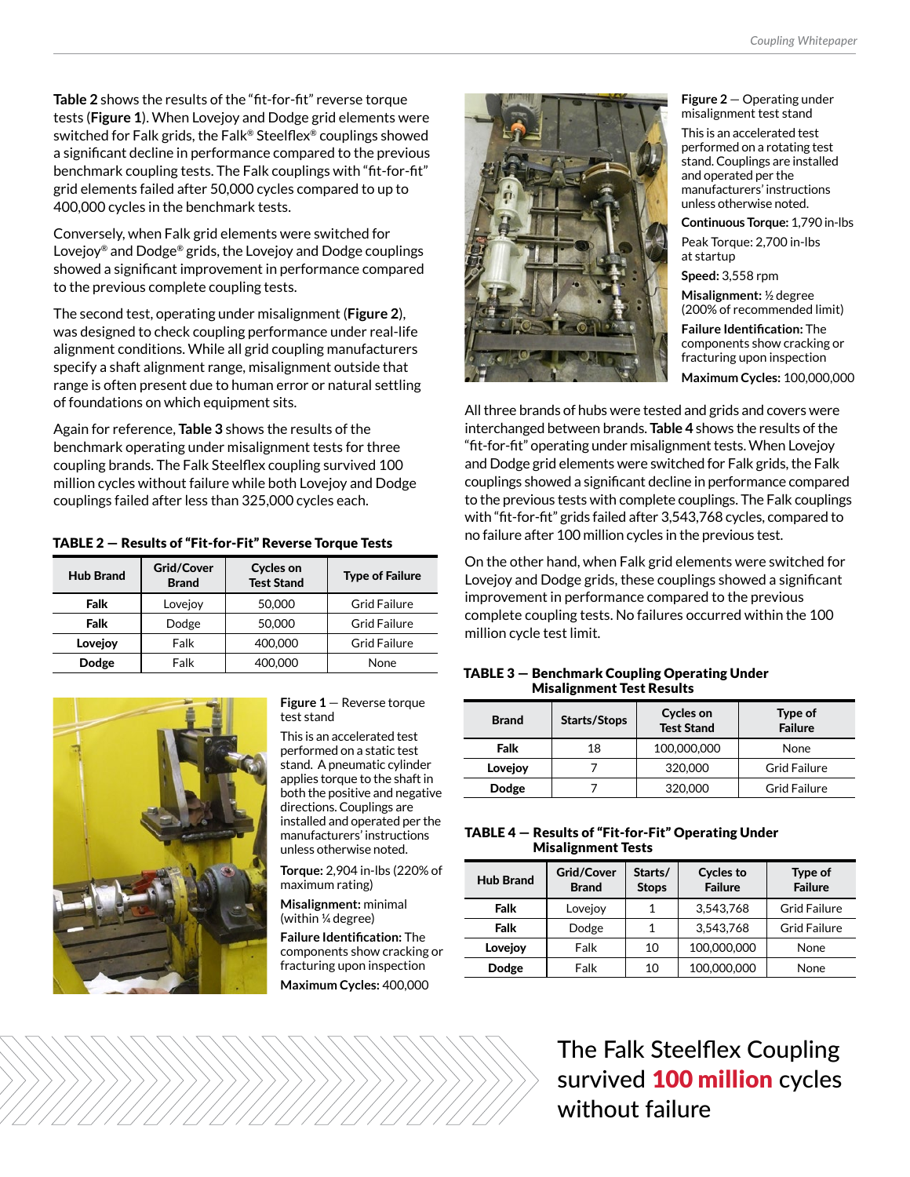**Table 2** shows the results of the "fit-for-fit" reverse torque tests (**Figure 1**). When Lovejoy and Dodge grid elements were switched for Falk grids, the Falk® Steelflex® couplings showed a significant decline in performance compared to the previous benchmark coupling tests. The Falk couplings with "fit-for-fit" grid elements failed after 50,000 cycles compared to up to 400,000 cycles in the benchmark tests.

Conversely, when Falk grid elements were switched for Lovejoy® and Dodge® grids, the Lovejoy and Dodge couplings showed a significant improvement in performance compared to the previous complete coupling tests.

The second test, operating under misalignment (**Figure 2**), was designed to check coupling performance under real-life alignment conditions. While all grid coupling manufacturers specify a shaft alignment range, misalignment outside that range is often present due to human error or natural settling of foundations on which equipment sits.

Again for reference, **Table 3** shows the results of the benchmark operating under misalignment tests for three coupling brands. The Falk Steelflex coupling survived 100 million cycles without failure while both Lovejoy and Dodge couplings failed after less than 325,000 cycles each.

**TABLE 2 — Results of "Fit-for-Fit" Reverse Torque Tests**

| Hub Brand | Grid/Cover Brand | Cycles on Test Stand | Type of Failure |
|---|---|---|---|
| **Falk** | Lovejoy | 50,000 | Grid Failure |
| **Falk** | Dodge | 50,000 | Grid Failure |
| **Lovejoy** | Falk | 400,000 | Grid Failure |
| **Dodge** | Falk | 400,000 | None |

**Figure 1** — Reverse torque test stand

This is an accelerated test performed on a static test stand. A pneumatic cylinder applies torque to the shaft in both the positive and negative directions. Couplings are installed and operated per the manufacturers' instructions unless otherwise noted.

**Torque:** 2,904 in-lbs (220% of maximum rating)

**Misalignment:** minimal (within ¼ degree)

**Failure Identification:** The components show cracking or fracturing upon inspection

**Maximum Cycles:** 400,000

**Figure 2** — Operating under misalignment test stand

This is an accelerated test performed on a rotating test stand. Couplings are installed and operated per the manufacturers' instructions unless otherwise noted.

**Continuous Torque:** 1,790 in-lbs

Peak Torque: 2,700 in-lbs at startup

**Speed:** 3,558 rpm

**Misalignment:** ½ degree (200% of recommended limit)

**Failure Identification:** The components show cracking or fracturing upon inspection

**Maximum Cycles:** 100,000,000

All three brands of hubs were tested and grids and covers were interchanged between brands. **Table 4** shows the results of the "fit-for-fit" operating under misalignment tests. When Lovejoy and Dodge grid elements were switched for Falk grids, the Falk couplings showed a significant decline in performance compared to the previous tests with complete couplings. The Falk couplings with "fit-for-fit" grids failed after 3,543,768 cycles, compared to no failure after 100 million cycles in the previous test.

On the other hand, when Falk grid elements were switched for Lovejoy and Dodge grids, these couplings showed a significant improvement in performance compared to the previous complete coupling tests. No failures occurred within the 100 million cycle test limit.

**TABLE 3 — Benchmark Coupling Operating Under Misalignment Test Results**

| Brand | Starts/Stops | Cycles on Test Stand | Type of Failure |
|---|---|---|---|
| **Falk** | 18 | 100,000,000 | None |
| **Lovejoy** | 7 | 320,000 | Grid Failure |
| **Dodge** | 7 | 320,000 | Grid Failure |

**TABLE 4 — Results of "Fit-for-Fit" Operating Under Misalignment Tests**

| Hub Brand | Grid/Cover Brand | Starts/ Stops | Cycles to Failure | Type of Failure |
|---|---|---|---|---|
| **Falk** | Lovejoy | 1 | 3,543,768 | Grid Failure |
| **Falk** | Dodge | 1 | 3,543,768 | Grid Failure |
| **Lovejoy** | Falk | 10 | 100,000,000 | None |
| **Dodge** | Falk | 10 | 100,000,000 | None |

The Falk Steelflex Coupling survived **100 million** cycles without failure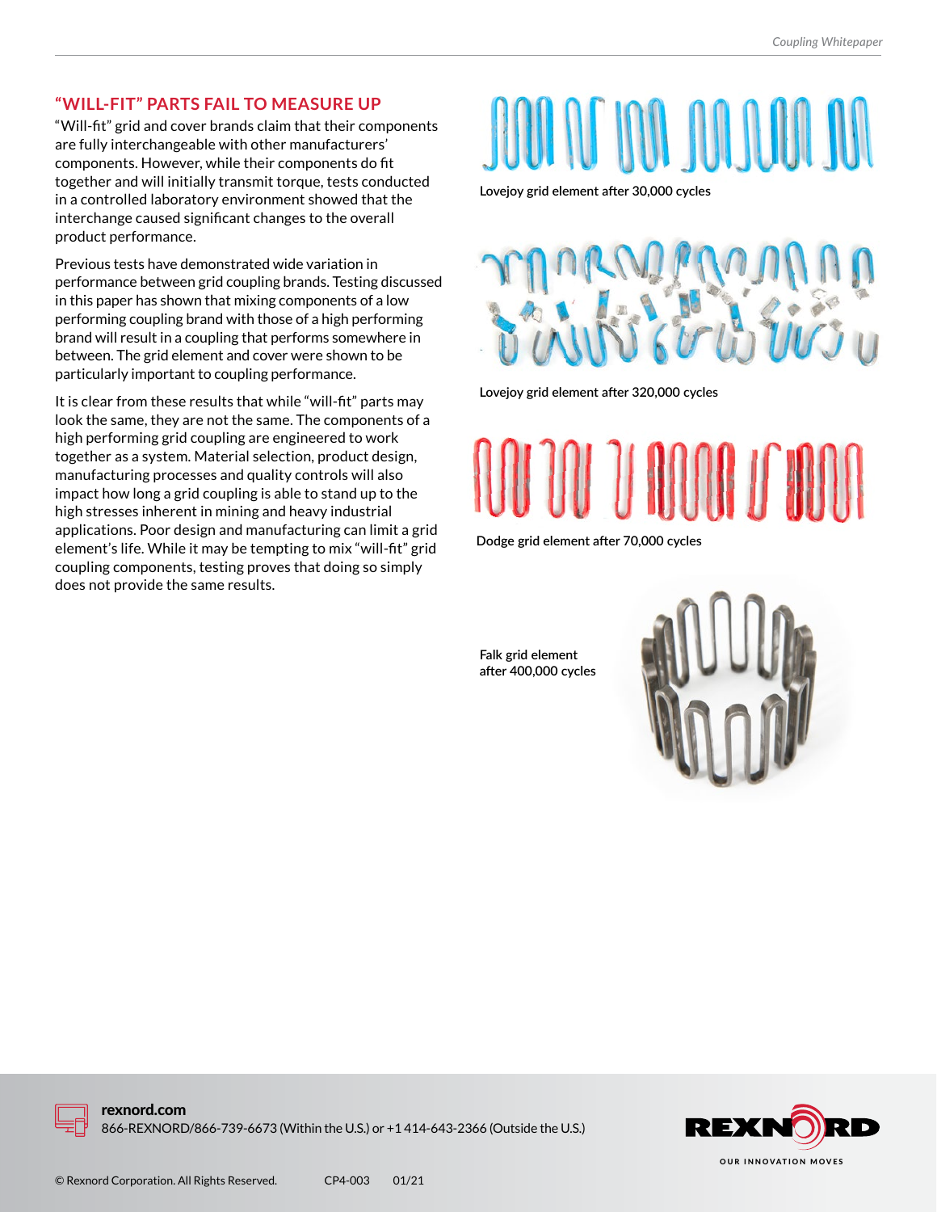## "WILL-FIT" PARTS FAIL TO MEASURE UP

"Will-fit" grid and cover brands claim that their components are fully interchangeable with other manufacturers' components. However, while their components do fit together and will initially transmit torque, tests conducted in a controlled laboratory environment showed that the interchange caused significant changes to the overall product performance.

Previous tests have demonstrated wide variation in performance between grid coupling brands. Testing discussed in this paper has shown that mixing components of a low performing coupling brand with those of a high performing brand will result in a coupling that performs somewhere in between. The grid element and cover were shown to be particularly important to coupling performance.

It is clear from these results that while "will-fit" parts may look the same, they are not the same. The components of a high performing grid coupling are engineered to work together as a system. Material selection, product design, manufacturing processes and quality controls will also impact how long a grid coupling is able to stand up to the high stresses inherent in mining and heavy industrial applications. Poor design and manufacturing can limit a grid element's life. While it may be tempting to mix "will-fit" grid coupling components, testing proves that doing so simply does not provide the same results.

Lovejoy grid element after 30,000 cycles

Lovejoy grid element after 320,000 cycles

Dodge grid element after 70,000 cycles

Falk grid element after 400,000 cycles

**rexnord.com**
866-REXNORD/866-739-6673 (Within the U.S.) or +1 414-643-2366 (Outside the U.S.)

© Rexnord Corporation. All Rights Reserved. CP4-003 01/21